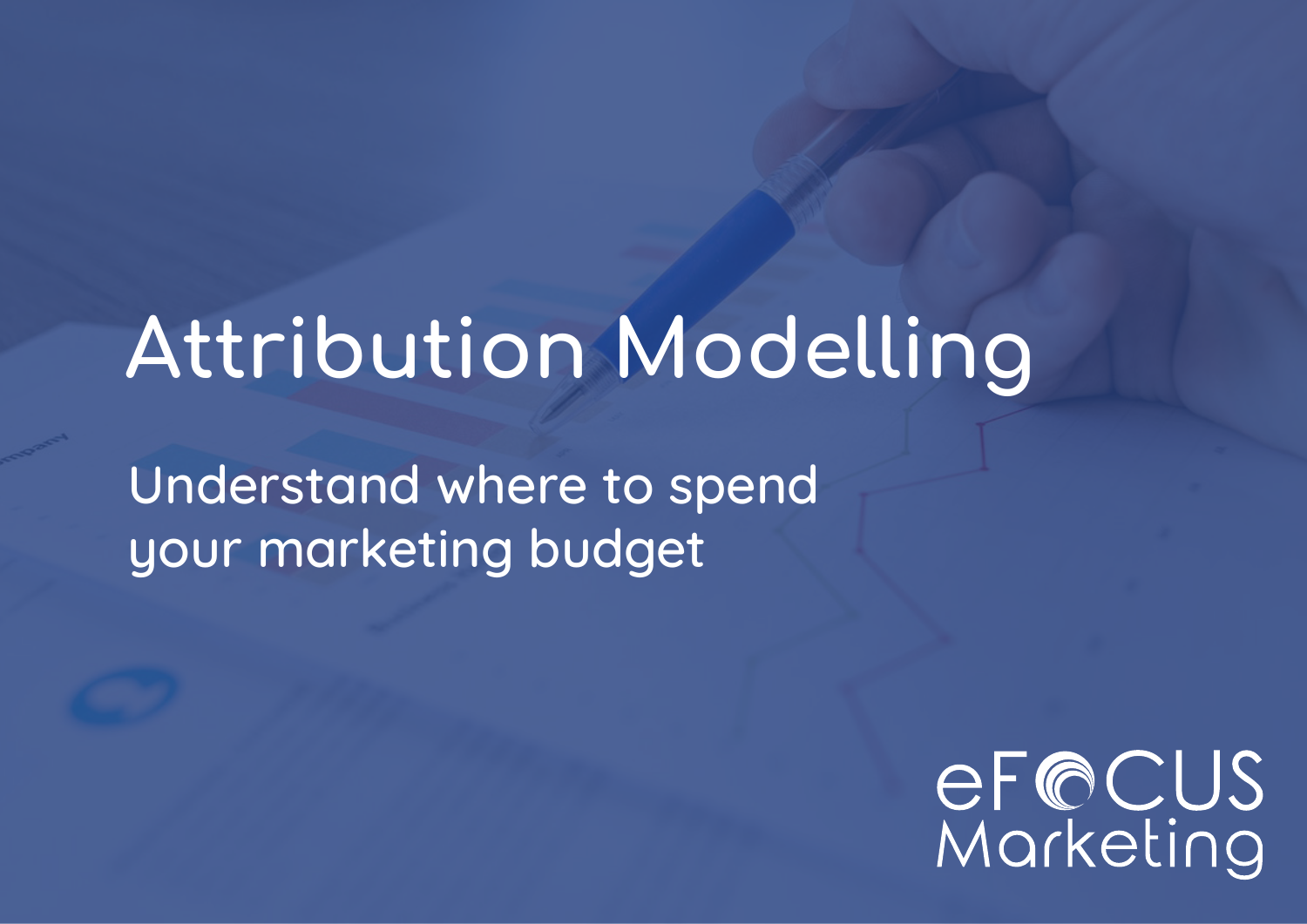# Attribution Modelling

## Understand where to spend your marketing budget

eFOCUS Marketing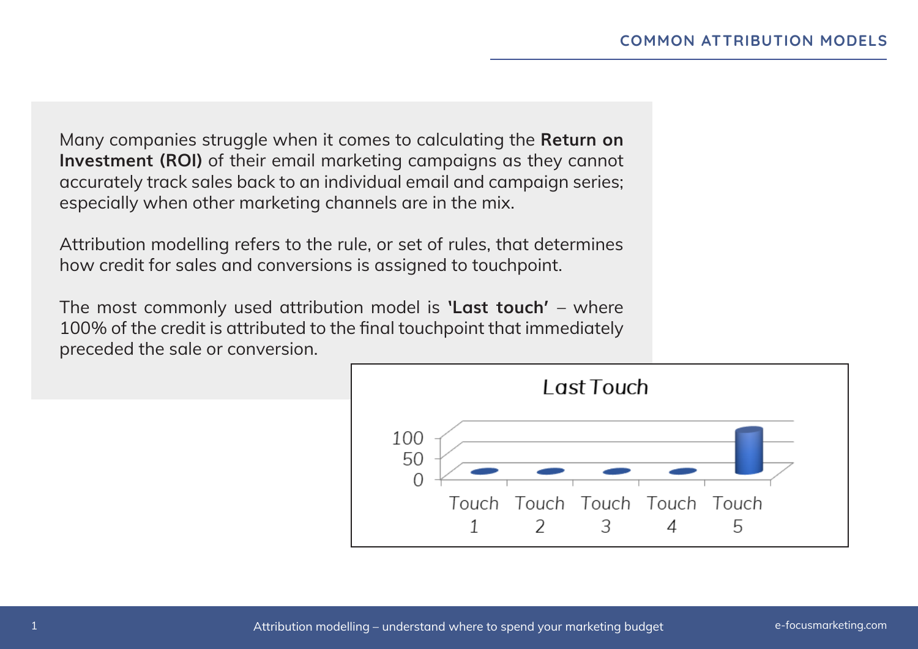## COMMON ATTRIBUTION MODELS

Many companies struggle when it comes to calculating the **Return on Investment (ROI)** of their email marketing campaigns as they cannot accurately track sales back to an individual email and campaign series; especially when other marketing channels are in the mix.

Attribution modelling refers to the rule, or set of rules, that determines how credit for sales and conversions is assigned to touchpoint.

The most commonly used attribution model is **'Last touch'** – where 100% of the credit is attributed to the final touchpoint that immediately preceded the sale or conversion.

Last Touch

100
50
0

Touch 1 Touch 2 Touch 3 Touch 4 Touch 5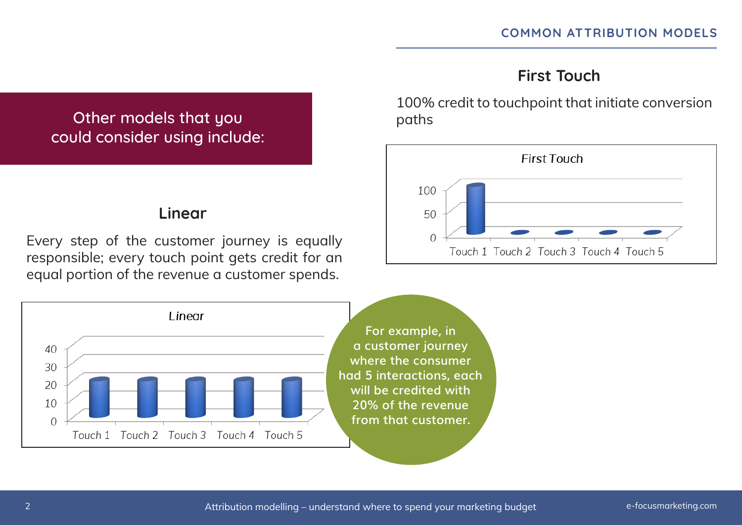Other models that you could consider using include:

## First Touch

100% credit to touchpoint that initiate conversion paths

## Linear

Every step of the customer journey is equally responsible; every touch point gets credit for an equal portion of the revenue a customer spends.

**For example, in a customer journey where the consumer had 5 interactions, each will be credited with 20% of the revenue from that customer.**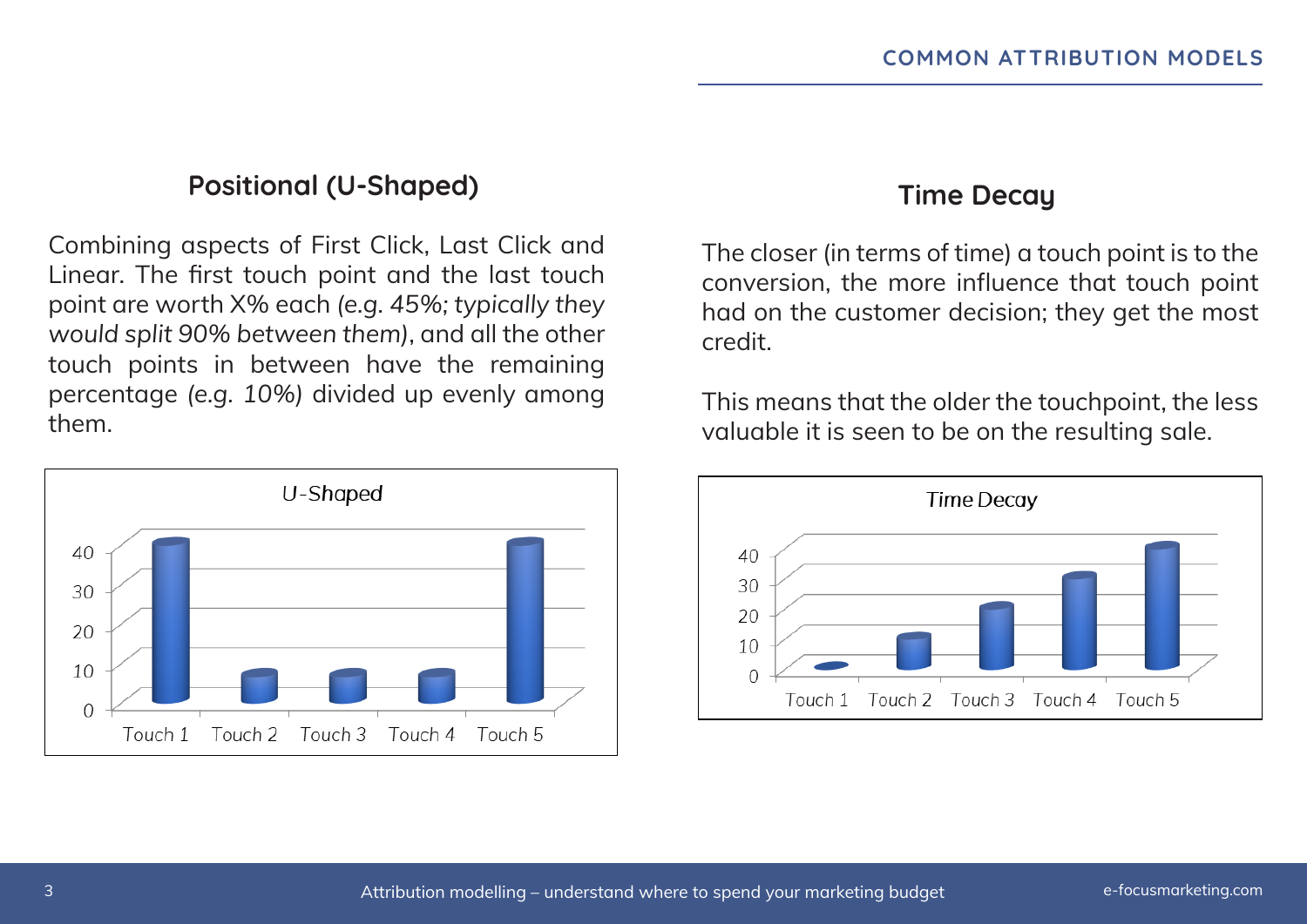## Positional (U-Shaped)

Combining aspects of First Click, Last Click and Linear. The first touch point and the last touch point are worth X% each *(e.g. 45%; typically they would split 90% between them)*, and all the other touch points in between have the remaining percentage *(e.g. 10%)* divided up evenly among them.

## Time Decay

The closer (in terms of time) a touch point is to the conversion, the more influence that touch point had on the customer decision; they get the most credit.

This means that the older the touchpoint, the less valuable it is seen to be on the resulting sale.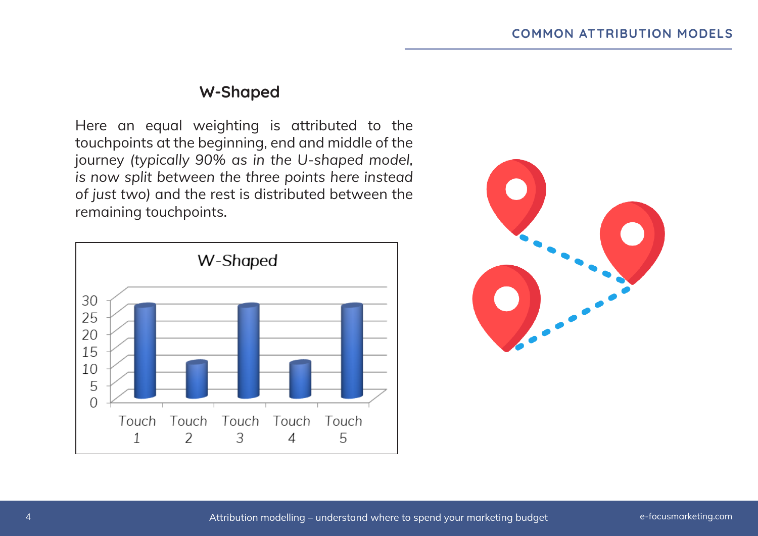### W-Shaped

Here an equal weighting is attributed to the touchpoints at the beginning, end and middle of the journey *(typically 90% as in the U-shaped model, is now split between the three points here instead of just two)* and the rest is distributed between the remaining touchpoints.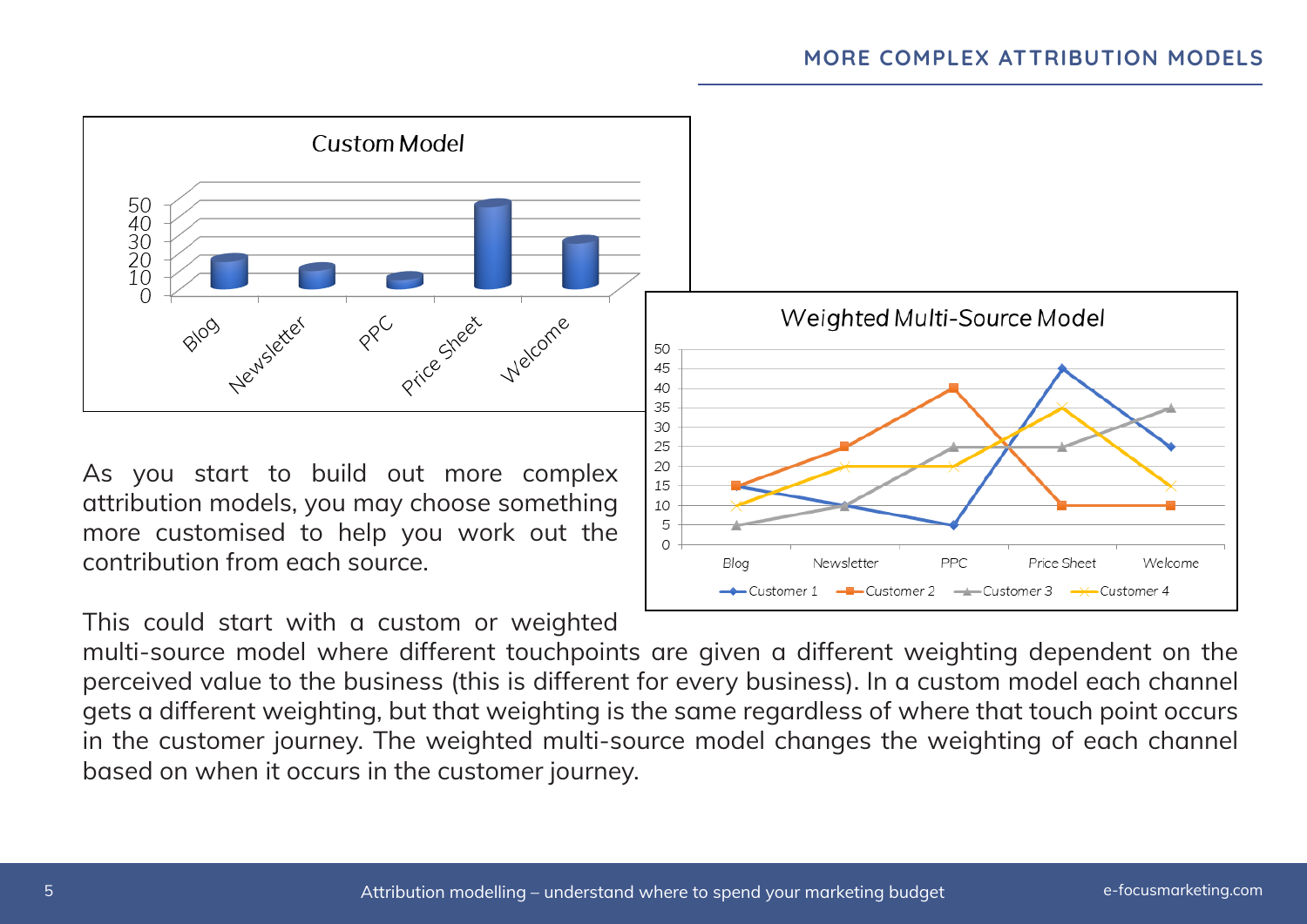## MORE COMPLEX ATTRIBUTION MODELS

**Custom Model**

| | Blog | Newsletter | PPC | Price Sheet | Welcome |
|---|---|---|---|---|---|
| Value | 15 | 10 | 5 | 45 | 25 |

**Weighted Multi-Source Model**

| | Blog | Newsletter | PPC | Price Sheet | Welcome |
|---|---|---|---|---|---|
| Customer 1 | 15 | 10 | 5 | 45 | 25 |
| Customer 2 | 15 | 25 | 40 | 10 | 10 |
| Customer 3 | 5 | 10 | 25 | 25 | 35 |
| Customer 4 | 10 | 20 | 20 | 35 | 15 |

As you start to build out more complex attribution models, you may choose something more customised to help you work out the contribution from each source.

This could start with a custom or weighted multi-source model where different touchpoints are given a different weighting dependent on the perceived value to the business (this is different for every business). In a custom model each channel gets a different weighting, but that weighting is the same regardless of where that touch point occurs in the customer journey. The weighted multi-source model changes the weighting of each channel based on when it occurs in the customer journey.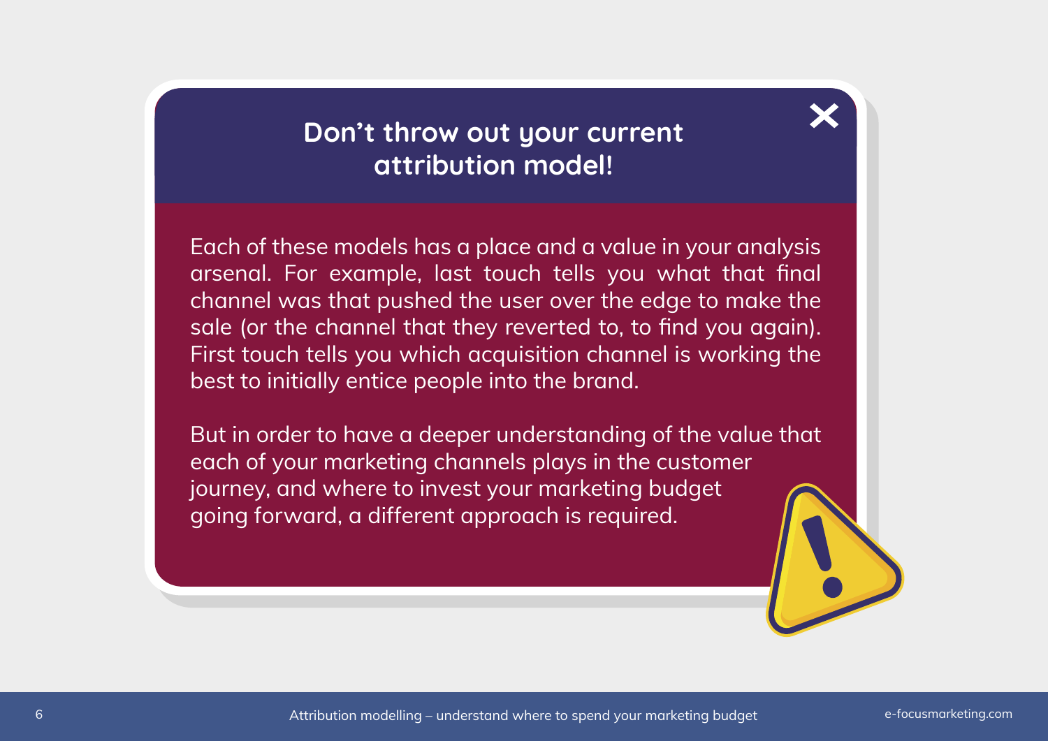## Don't throw out your current attribution model!

Each of these models has a place and a value in your analysis arsenal. For example, last touch tells you what that final channel was that pushed the user over the edge to make the sale (or the channel that they reverted to, to find you again). First touch tells you which acquisition channel is working the best to initially entice people into the brand.

But in order to have a deeper understanding of the value that each of your marketing channels plays in the customer journey, and where to invest your marketing budget going forward, a different approach is required.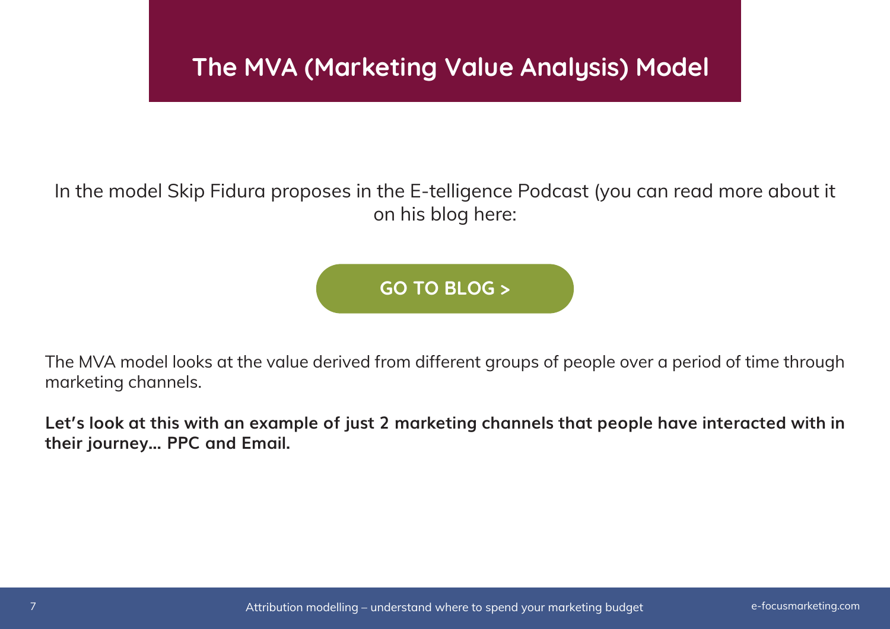# The MVA (Marketing Value Analysis) Model

In the model Skip Fidura proposes in the E-telligence Podcast (you can read more about it on his blog here:

GO TO BLOG >

The MVA model looks at the value derived from different groups of people over a period of time through marketing channels.

**Let's look at this with an example of just 2 marketing channels that people have interacted with in their journey... PPC and Email.**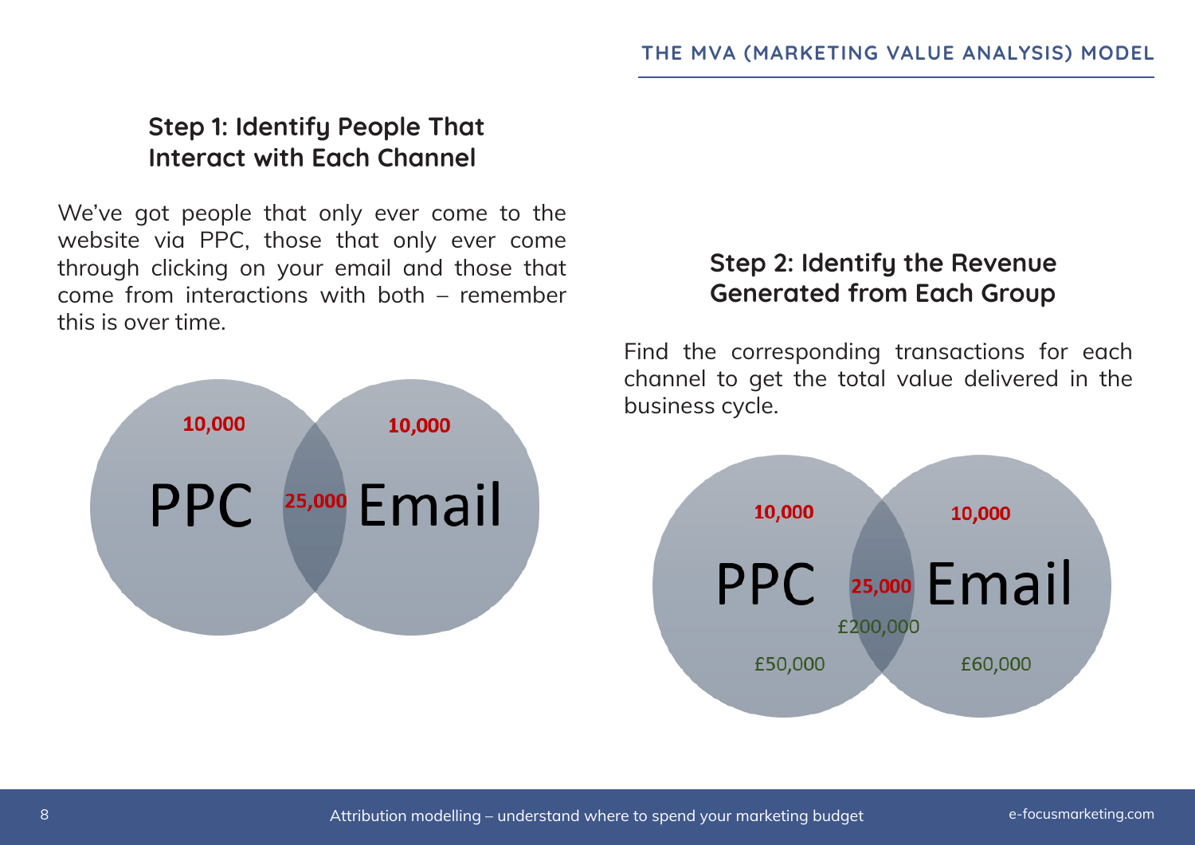### Step 1: Identify People That Interact with Each Channel

We've got people that only ever come to the website via PPC, those that only ever come through clicking on your email and those that come from interactions with both – remember this is over time.

10,000

PPC

25,000

Email

10,000

### Step 2: Identify the Revenue Generated from Each Group

Find the corresponding transactions for each channel to get the total value delivered in the business cycle.

10,000

PPC

£50,000

25,000

£200,000

Email

10,000

£60,000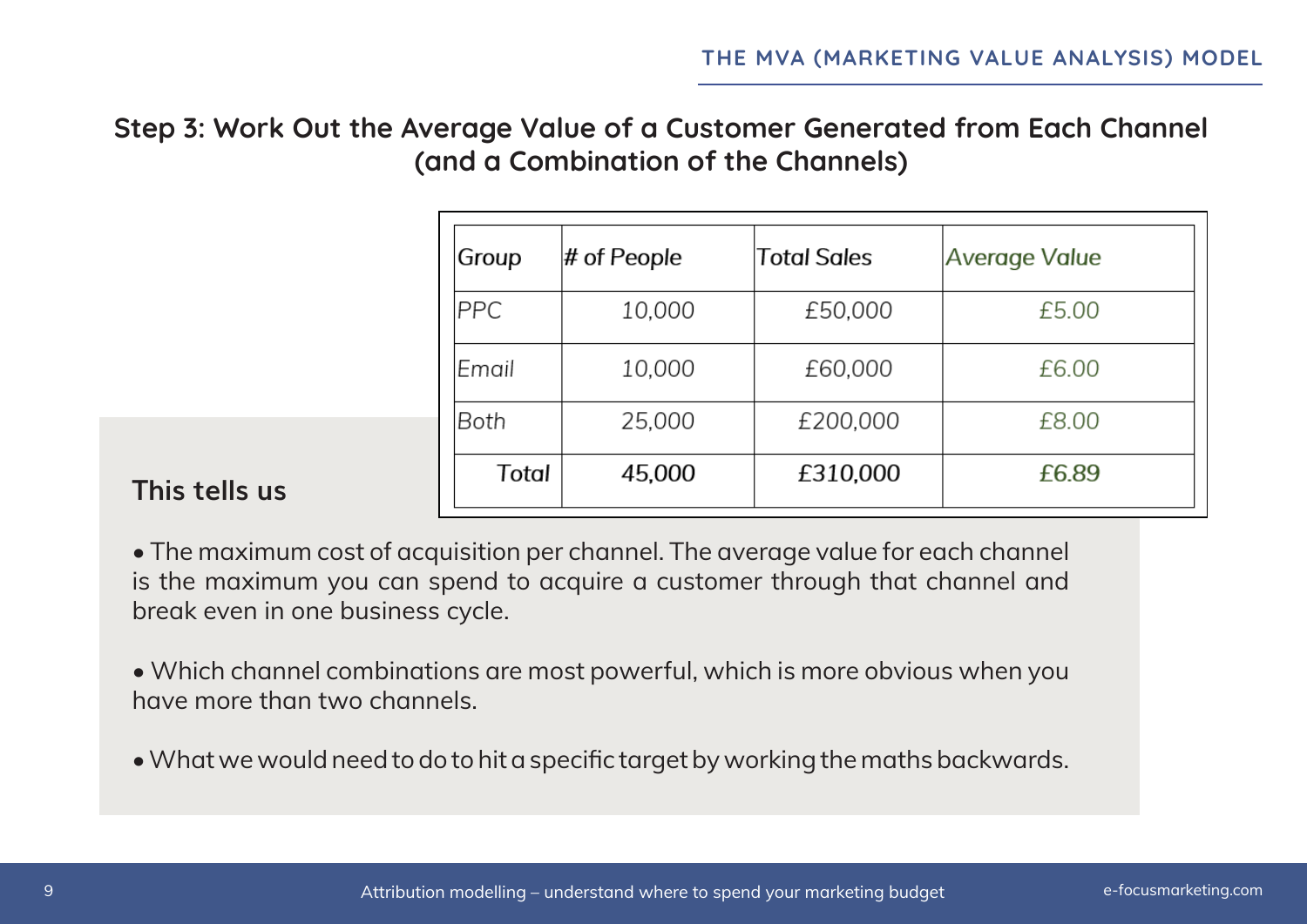## Step 3: Work Out the Average Value of a Customer Generated from Each Channel (and a Combination of the Channels)

| Group | # of People | Total Sales | Average Value |
| --- | --- | --- | --- |
| PPC | 10,000 | £50,000 | £5.00 |
| Email | 10,000 | £60,000 | £6.00 |
| Both | 25,000 | £200,000 | £8.00 |
| **Total** | **45,000** | **£310,000** | **£6.89** |

### This tells us

- The maximum cost of acquisition per channel. The average value for each channel is the maximum you can spend to acquire a customer through that channel and break even in one business cycle.
- Which channel combinations are most powerful, which is more obvious when you have more than two channels.
- What we would need to do to hit a specific target by working the maths backwards.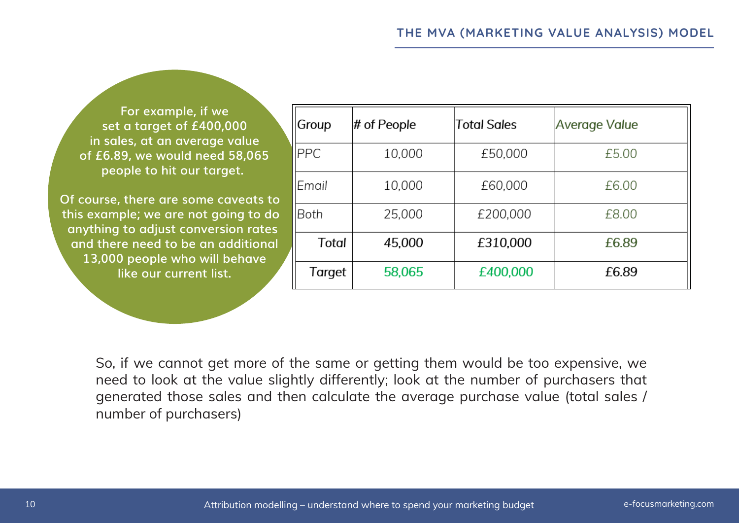For example, if we set a target of £400,000 in sales, at an average value of £6.89, we would need 58,065 people to hit our target.

Of course, there are some caveats to this example; we are not going to do anything to adjust conversion rates and there need to be an additional 13,000 people who will behave like our current list.

| Group | # of People | Total Sales | Average Value |
|---|---|---|---|
| PPC | 10,000 | £50,000 | £5.00 |
| Email | 10,000 | £60,000 | £6.00 |
| Both | 25,000 | £200,000 | £8.00 |
| Total | 45,000 | £310,000 | £6.89 |
| Target | 58,065 | £400,000 | £6.89 |

So, if we cannot get more of the same or getting them would be too expensive, we need to look at the value slightly differently; look at the number of purchasers that generated those sales and then calculate the average purchase value (total sales / number of purchasers)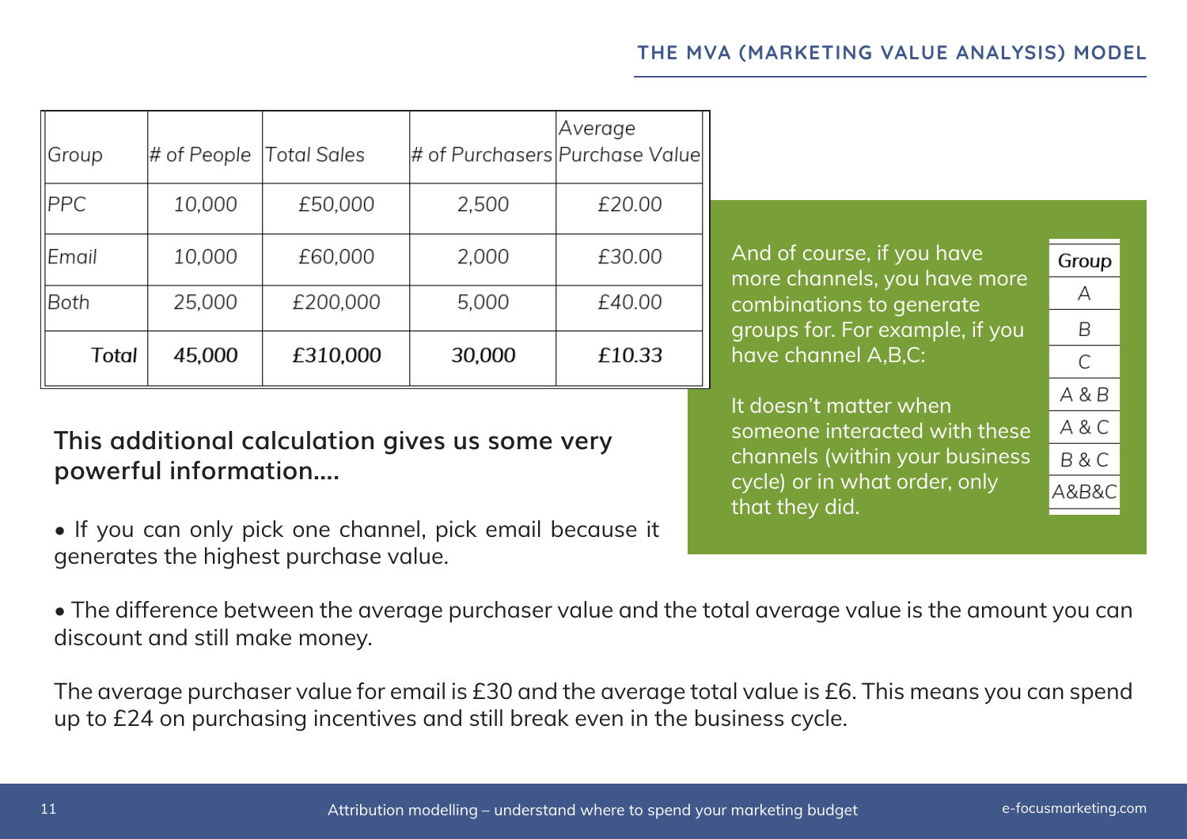| Group | # of People | Total Sales | # of Purchasers | Average Purchase Value |
|---|---|---|---|---|
| PPC | 10,000 | £50,000 | 2,500 | £20.00 |
| Email | 10,000 | £60,000 | 2,000 | £30.00 |
| Both | 25,000 | £200,000 | 5,000 | £40.00 |
| **Total** | **45,000** | **£310,000** | **30,000** | **£10.33** |

And of course, if you have more channels, you have more combinations to generate groups for. For example, if you have channel A,B,C:

| Group |
|---|
| A |
| B |
| C |
| A & B |
| A & C |
| B & C |
| A&B&C |

It doesn't matter when someone interacted with these channels (within your business cycle) or in what order, only that they did.

**This additional calculation gives us some very powerful information....**

- If you can only pick one channel, pick email because it generates the highest purchase value.

- The difference between the average purchaser value and the total average value is the amount you can discount and still make money.

The average purchaser value for email is £30 and the average total value is £6. This means you can spend up to £24 on purchasing incentives and still break even in the business cycle.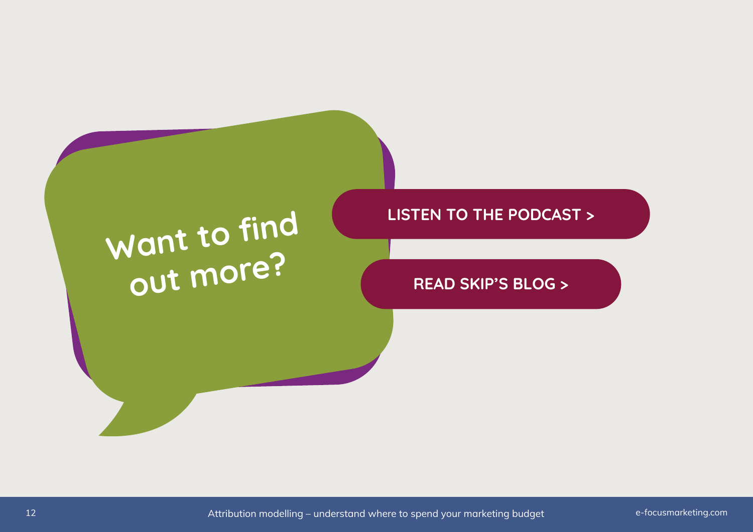## Want to find out more?

**LISTEN TO THE PODCAST >**

**READ SKIP'S BLOG >**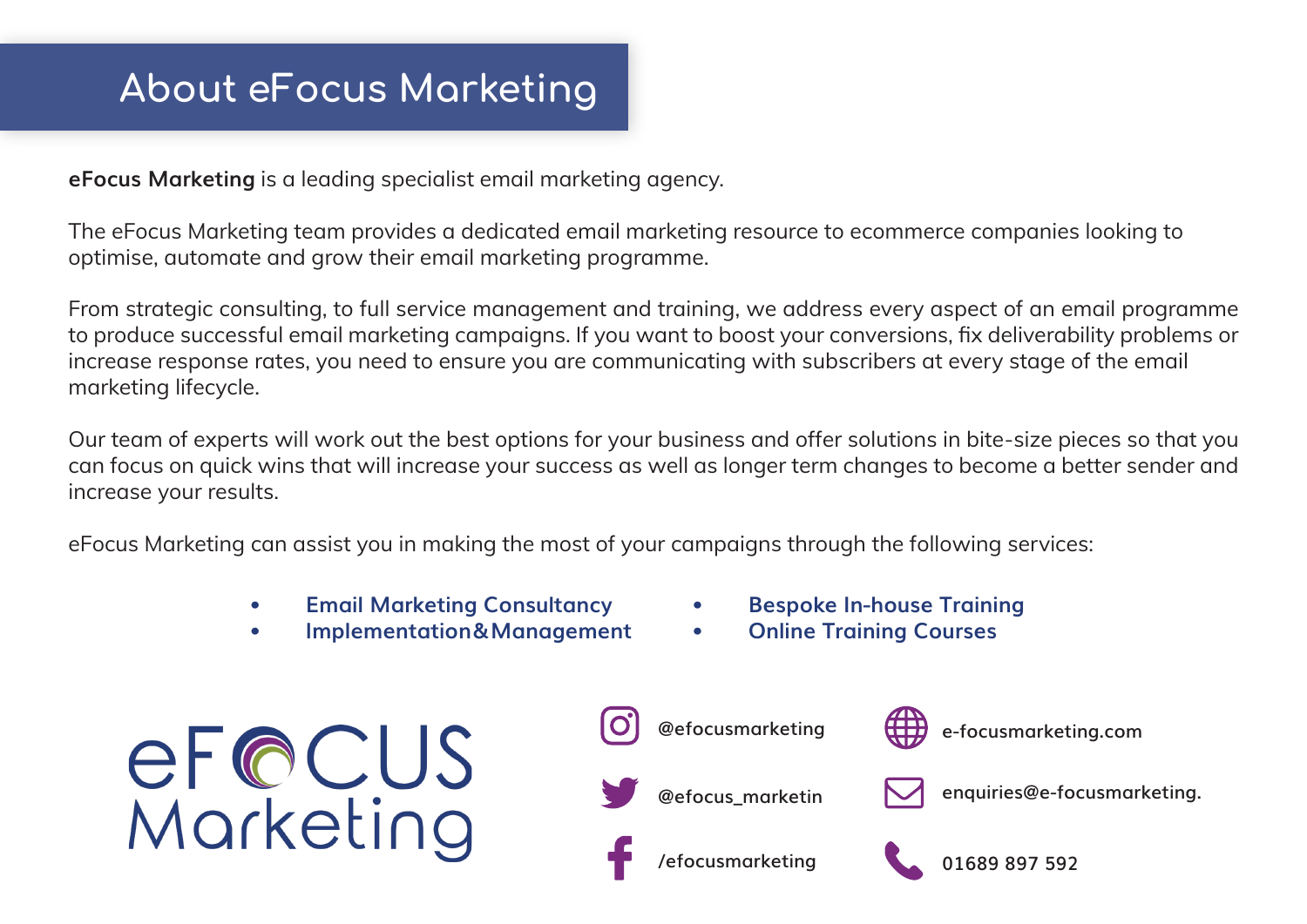# About eFocus Marketing

**eFocus Marketing** is a leading specialist email marketing agency.

The eFocus Marketing team provides a dedicated email marketing resource to ecommerce companies looking to optimise, automate and grow their email marketing programme.

From strategic consulting, to full service management and training, we address every aspect of an email programme to produce successful email marketing campaigns. If you want to boost your conversions, fix deliverability problems or increase response rates, you need to ensure you are communicating with subscribers at every stage of the email marketing lifecycle.

Our team of experts will work out the best options for your business and offer solutions in bite-size pieces so that you can focus on quick wins that will increase your success as well as longer term changes to become a better sender and increase your results.

eFocus Marketing can assist you in making the most of your campaigns through the following services:

- **Email Marketing Consultancy**
- **Implementation&Management**
- **Bespoke In-house Training**
- **Online Training Courses**

eFOCUS Marketing

**@efocusmarketing**

**@efocus_marketin**

**/efocusmarketing**

**e-focusmarketing.com**

**enquiries@e-focusmarketing.**

**01689 897 592**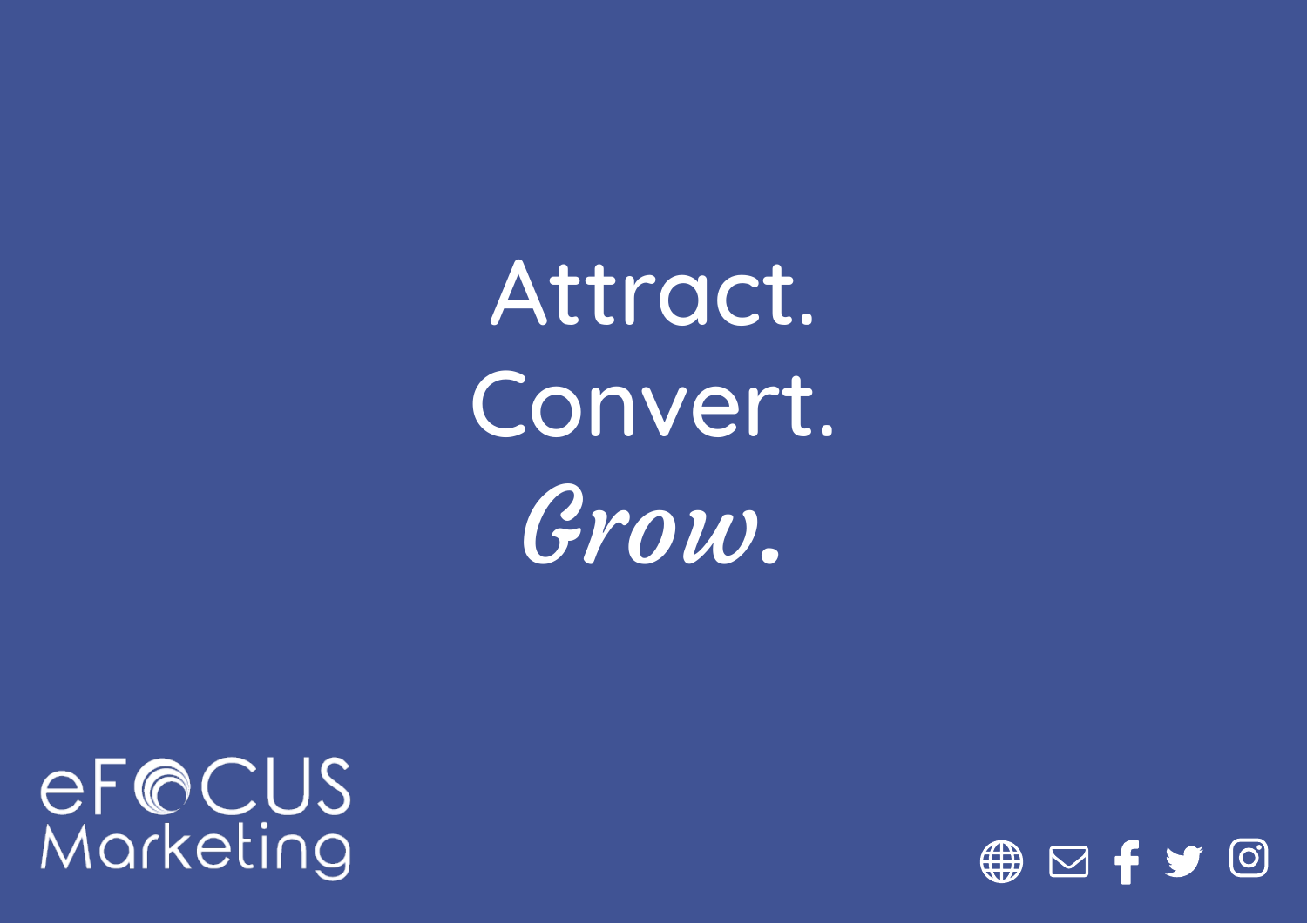Attract.

Convert.

*Grow.*

eFOCUS Marketing